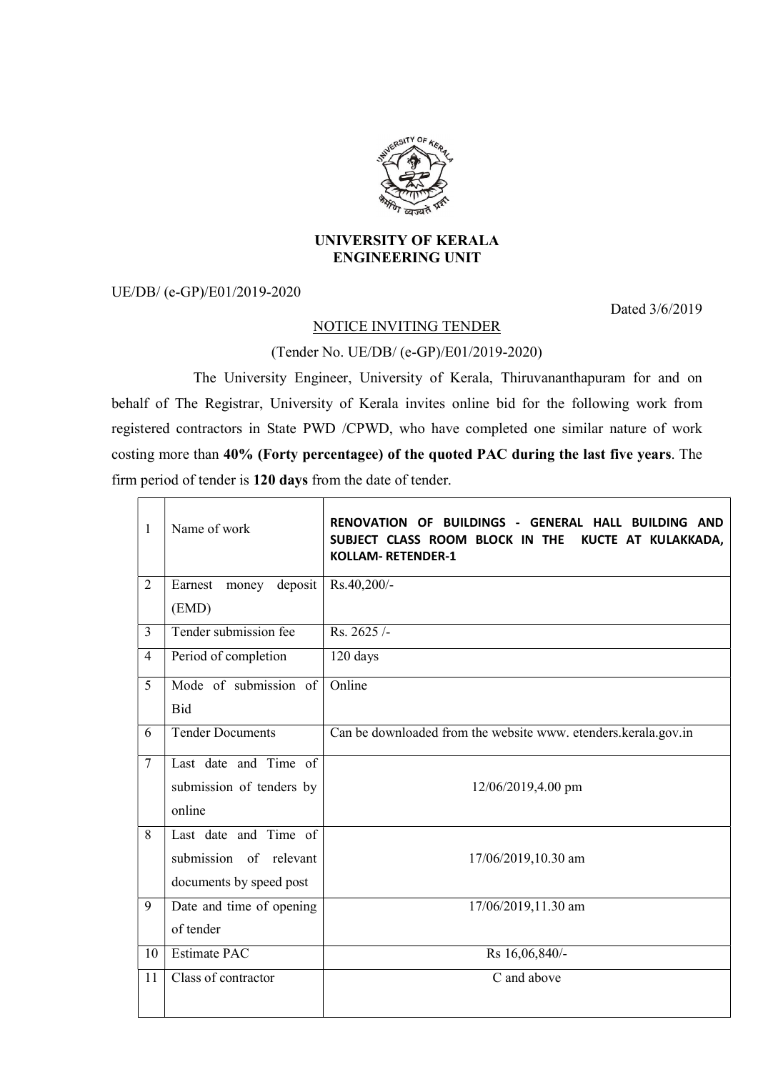# UNIVERSITY OF KERALA
## ENGINEERING UNIT

UE/DB/ (e-GP)/E01/2019-2020

Dated 3/6/2019

### NOTICE INVITING TENDER

(Tender No. UE/DB/ (e-GP)/E01/2019-2020)

The University Engineer, University of Kerala, Thiruvananthapuram for and on behalf of The Registrar, University of Kerala invites online bid for the following work from registered contractors in State PWD /CPWD, who have completed one similar nature of work costing more than **40% (Forty percentagee) of the quoted PAC during the last five years**. The firm period of tender is **120 days** from the date of tender.

| | | |
|---|---|---|
| 1 | Name of work | **RENOVATION OF BUILDINGS - GENERAL HALL BUILDING AND SUBJECT CLASS ROOM BLOCK IN THE KUCTE AT KULAKKADA, KOLLAM- RETENDER-1** |
| 2 | Earnest money deposit (EMD) | Rs.40,200/- |
| 3 | Tender submission fee | Rs. 2625 /- |
| 4 | Period of completion | 120 days |
| 5 | Mode of submission of Bid | Online |
| 6 | Tender Documents | Can be downloaded from the website www. etenders.kerala.gov.in |
| 7 | Last date and Time of submission of tenders by online | 12/06/2019,4.00 pm |
| 8 | Last date and Time of submission of relevant documents by speed post | 17/06/2019,10.30 am |
| 9 | Date and time of opening of tender | 17/06/2019,11.30 am |
| 10 | Estimate PAC | Rs 16,06,840/- |
| 11 | Class of contractor | C and above |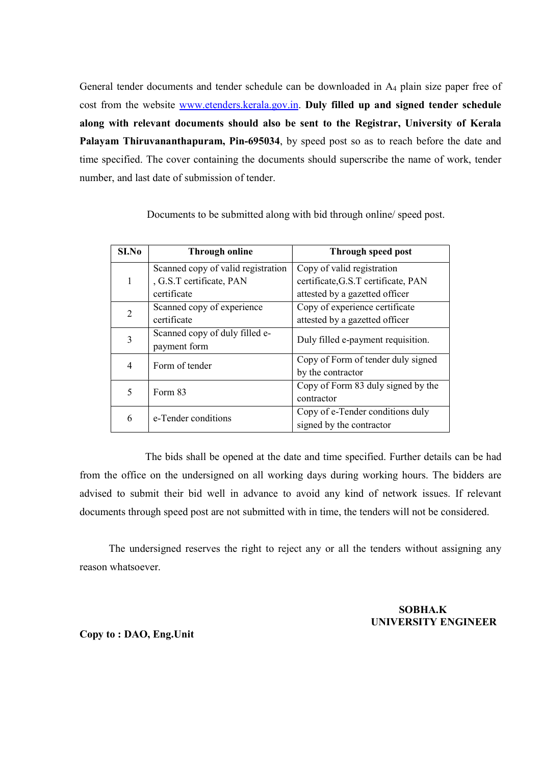General tender documents and tender schedule can be downloaded in $A_4$ plain size paper free of cost from the website www.etenders.kerala.gov.in. **Duly filled up and signed tender schedule along with relevant documents should also be sent to the Registrar, University of Kerala Palayam Thiruvananthapuram, Pin-695034**, by speed post so as to reach before the date and time specified. The cover containing the documents should superscribe the name of work, tender number, and last date of submission of tender.

Documents to be submitted along with bid through online/ speed post.

| Sl.No | Through online | Through speed post |
|---|---|---|
| 1 | Scanned copy of valid registration , G.S.T certificate, PAN certificate | Copy of valid registration certificate,G.S.T certificate, PAN attested by a gazetted officer |
| 2 | Scanned copy of experience certificate | Copy of experience certificate attested by a gazetted officer |
| 3 | Scanned copy of duly filled e-payment form | Duly filled e-payment requisition. |
| 4 | Form of tender | Copy of Form of tender duly signed by the contractor |
| 5 | Form 83 | Copy of Form 83 duly signed by the contractor |
| 6 | e-Tender conditions | Copy of e-Tender conditions duly signed by the contractor |

The bids shall be opened at the date and time specified. Further details can be had from the office on the undersigned on all working days during working hours. The bidders are advised to submit their bid well in advance to avoid any kind of network issues. If relevant documents through speed post are not submitted with in time, the tenders will not be considered.

The undersigned reserves the right to reject any or all the tenders without assigning any reason whatsoever.

**SOBHA.K**
**UNIVERSITY ENGINEER**

**Copy to : DAO, Eng.Unit**